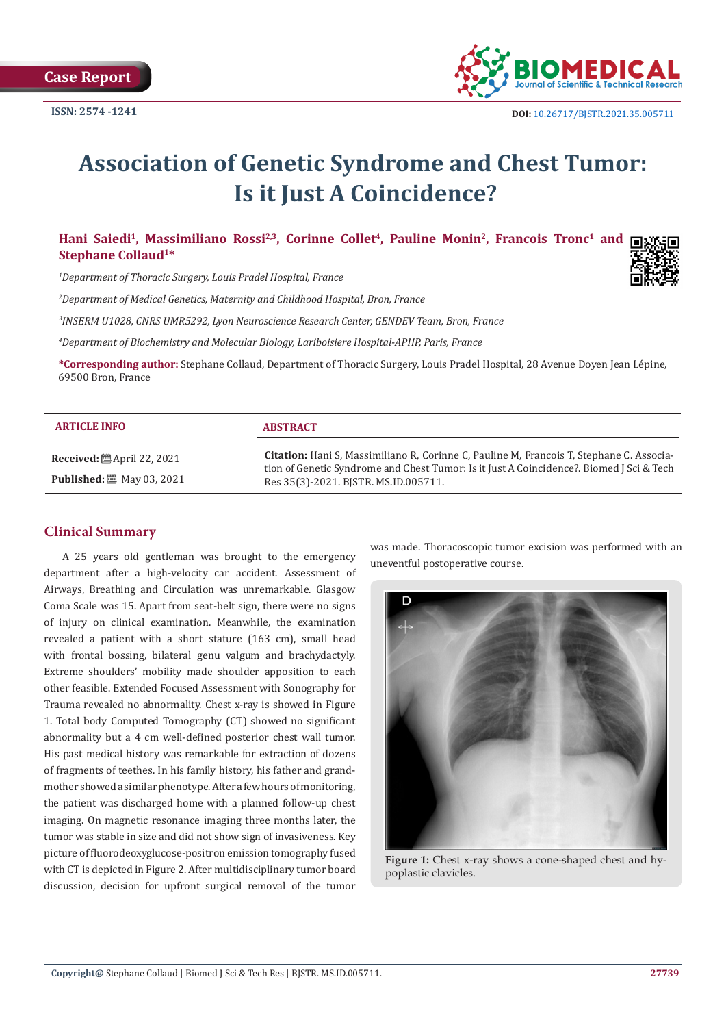Case Report

ISSN: 2574 -1241

DOI: 10.26717/BJSTR.2021.35.005711

# Association of Genetic Syndrome and Chest Tumor: Is it Just A Coincidence?

**Hani Saiedi[1], Massimiliano Rossi[2,3], Corinne Collet[4], Pauline Monin[2], Francois Tronc[1] and Stephane Collaud[1]***

*[1]Department of Thoracic Surgery, Louis Pradel Hospital, France*

*[2]Department of Medical Genetics, Maternity and Childhood Hospital, Bron, France*

*[3]INSERM U1028, CNRS UMR5292, Lyon Neuroscience Research Center, GENDEV Team, Bron, France*

*[4]Department of Biochemistry and Molecular Biology, Lariboisiere Hospital-APHP, Paris, France*

**\*Corresponding author:** Stephane Collaud, Department of Thoracic Surgery, Louis Pradel Hospital, 28 Avenue Doyen Jean Lépine, 69500 Bron, France

**ARTICLE INFO**

**Received:** April 22, 2021

**Published:** May 03, 2021

**ABSTRACT**

**Citation:** Hani S, Massimiliano R, Corinne C, Pauline M, Francois T, Stephane C. Association of Genetic Syndrome and Chest Tumor: Is it Just A Coincidence?. Biomed J Sci & Tech Res 35(3)-2021. BJSTR. MS.ID.005711.

## Clinical Summary

A 25 years old gentleman was brought to the emergency department after a high-velocity car accident. Assessment of Airways, Breathing and Circulation was unremarkable. Glasgow Coma Scale was 15. Apart from seat-belt sign, there were no signs of injury on clinical examination. Meanwhile, the examination revealed a patient with a short stature (163 cm), small head with frontal bossing, bilateral genu valgum and brachydactyly. Extreme shoulders' mobility made shoulder apposition to each other feasible. Extended Focused Assessment with Sonography for Trauma revealed no abnormality. Chest x-ray is showed in Figure 1. Total body Computed Tomography (CT) showed no significant abnormality but a 4 cm well-defined posterior chest wall tumor. His past medical history was remarkable for extraction of dozens of fragments of teethes. In his family history, his father and grandmother showed a similar phenotype. After a few hours of monitoring, the patient was discharged home with a planned follow-up chest imaging. On magnetic resonance imaging three months later, the tumor was stable in size and did not show sign of invasiveness. Key picture of fluorodeoxyglucose-positron emission tomography fused with CT is depicted in Figure 2. After multidisciplinary tumor board discussion, decision for upfront surgical removal of the tumor was made. Thoracoscopic tumor excision was performed with an uneventful postoperative course.

**Figure 1:** Chest x-ray shows a cone-shaped chest and hypoplastic clavicles.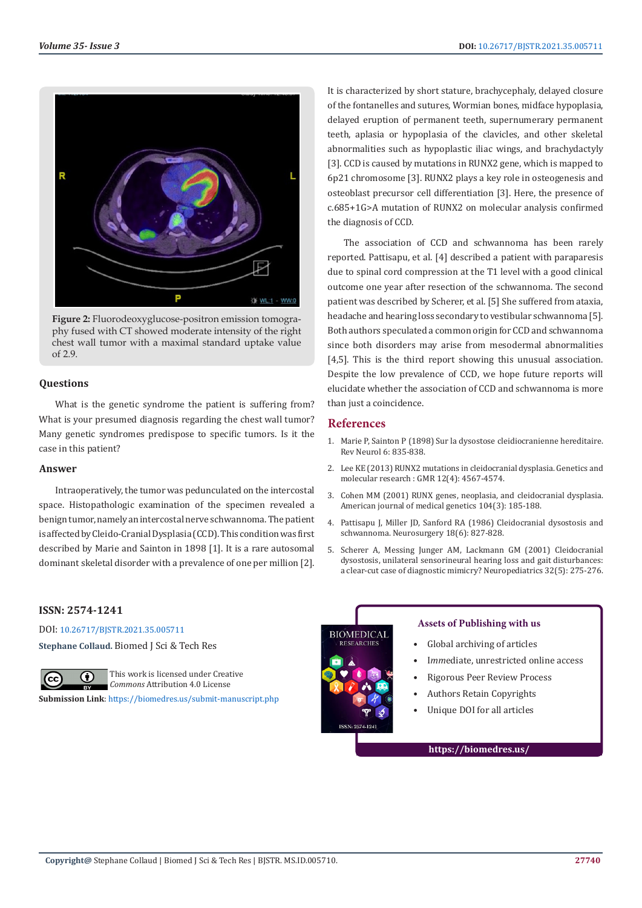Figure 2: Fluorodeoxyglucose-positron emission tomography fused with CT showed moderate intensity of the right chest wall tumor with a maximal standard uptake value of 2.9.

## Questions

What is the genetic syndrome the patient is suffering from? What is your presumed diagnosis regarding the chest wall tumor? Many genetic syndromes predispose to specific tumors. Is it the case in this patient?

## Answer

Intraoperatively, the tumor was pedunculated on the intercostal space. Histopathologic examination of the specimen revealed a benign tumor, namely an intercostal nerve schwannoma. The patient is affected by Cleido-Cranial Dysplasia (CCD). This condition was first described by Marie and Sainton in 1898 [1]. It is a rare autosomal dominant skeletal disorder with a prevalence of one per million [2]. It is characterized by short stature, brachycephaly, delayed closure of the fontanelles and sutures, Wormian bones, midface hypoplasia, delayed eruption of permanent teeth, supernumerary permanent teeth, aplasia or hypoplasia of the clavicles, and other skeletal abnormalities such as hypoplastic iliac wings, and brachydactyly [3]. CCD is caused by mutations in RUNX2 gene, which is mapped to 6p21 chromosome [3]. RUNX2 plays a key role in osteogenesis and osteoblast precursor cell differentiation [3]. Here, the presence of c.685+1G>A mutation of RUNX2 on molecular analysis confirmed the diagnosis of CCD.

The association of CCD and schwannoma has been rarely reported. Pattisapu, et al. [4] described a patient with paraparesis due to spinal cord compression at the T1 level with a good clinical outcome one year after resection of the schwannoma. The second patient was described by Scherer, et al. [5] She suffered from ataxia, headache and hearing loss secondary to vestibular schwannoma [5]. Both authors speculated a common origin for CCD and schwannoma since both disorders may arise from mesodermal abnormalities [4,5]. This is the third report showing this unusual association. Despite the low prevalence of CCD, we hope future reports will elucidate whether the association of CCD and schwannoma is more than just a coincidence.

## References

1. Marie P, Sainton P (1898) Sur la dysostose cleidiocranienne hereditaire. Rev Neurol 6: 835-838.
2. Lee KE (2013) RUNX2 mutations in cleidocranial dysplasia. Genetics and molecular research : GMR 12(4): 4567-4574.
3. Cohen MM (2001) RUNX genes, neoplasia, and cleidocranial dysplasia. American journal of medical genetics 104(3): 185-188.
4. Pattisapu J, Miller JD, Sanford RA (1986) Cleidocranial dysostosis and schwannoma. Neurosurgery 18(6): 827-828.
5. Scherer A, Messing Junger AM, Lackmann GM (2001) Cleidocranial dysostosis, unilateral sensorineural hearing loss and gait disturbances: a clear-cut case of diagnostic mimicry? Neuropediatrics 32(5): 275-276.

**ISSN: 2574-1241**

DOI: 10.26717/BJSTR.2021.35.005711

**Stephane Collaud.** Biomed J Sci & Tech Res

This work is licensed under Creative *Commons* Attribution 4.0 License

**Submission Link**: https://biomedres.us/submit-manuscript.php

### Assets of Publishing with us

- Global archiving of articles
- Immediate, unrestricted online access
- Rigorous Peer Review Process
- Authors Retain Copyrights
- Unique DOI for all articles

**https://biomedres.us/**